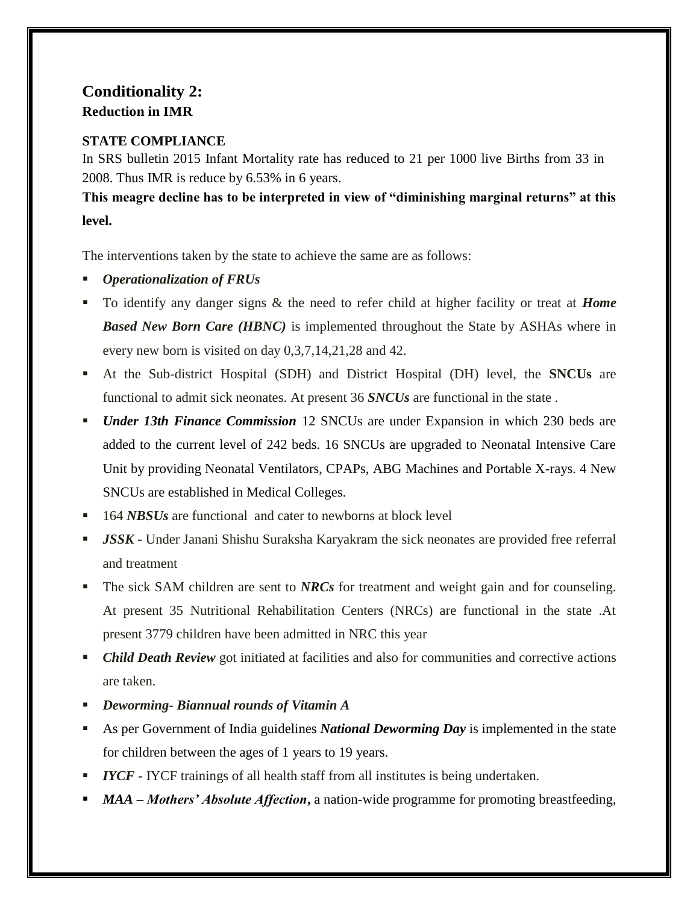## Conditionality 2:

### Reduction in IMR

**STATE COMPLIANCE**

In SRS bulletin 2015 Infant Mortality rate has reduced to 21 per 1000 live Births from 33 in 2008. Thus IMR is reduce by 6.53% in 6 years.

**This meagre decline has to be interpreted in view of "diminishing marginal returns" at this level.**

The interventions taken by the state to achieve the same are as follows:

- ***Operationalization of FRUs***
- To identify any danger signs & the need to refer child at higher facility or treat at ***Home Based New Born Care (HBNC)*** is implemented throughout the State by ASHAs where in every new born is visited on day 0,3,7,14,21,28 and 42.
- At the Sub-district Hospital (SDH) and District Hospital (DH) level, the **SNCUs** are functional to admit sick neonates. At present 36 ***SNCUs*** are functional in the state .
- ***Under 13th Finance Commission*** 12 SNCUs are under Expansion in which 230 beds are added to the current level of 242 beds. 16 SNCUs are upgraded to Neonatal Intensive Care Unit by providing Neonatal Ventilators, CPAPs, ABG Machines and Portable X-rays. 4 New SNCUs are established in Medical Colleges.
- 164 ***NBSUs*** are functional and cater to newborns at block level
- ***JSSK -*** Under Janani Shishu Suraksha Karyakram the sick neonates are provided free referral and treatment
- The sick SAM children are sent to ***NRCs*** for treatment and weight gain and for counseling. At present 35 Nutritional Rehabilitation Centers (NRCs) are functional in the state .At present 3779 children have been admitted in NRC this year
- ***Child Death Review*** got initiated at facilities and also for communities and corrective actions are taken.
- ***Deworming- Biannual rounds of Vitamin A***
- As per Government of India guidelines ***National Deworming Day*** is implemented in the state for children between the ages of 1 years to 19 years.
- ***IYCF -*** IYCF trainings of all health staff from all institutes is being undertaken.
- ***MAA – Mothers' Absolute Affection*****,** a nation-wide programme for promoting breastfeeding,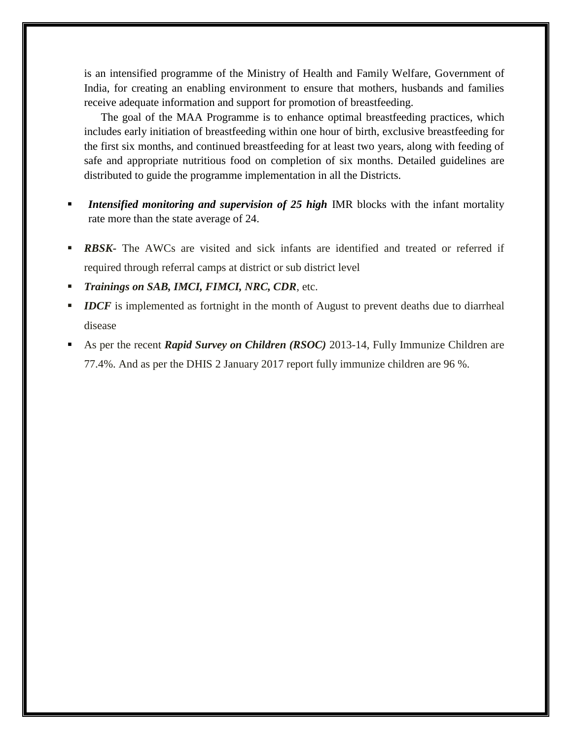is an intensified programme of the Ministry of Health and Family Welfare, Government of India, for creating an enabling environment to ensure that mothers, husbands and families receive adequate information and support for promotion of breastfeeding.

The goal of the MAA Programme is to enhance optimal breastfeeding practices, which includes early initiation of breastfeeding within one hour of birth, exclusive breastfeeding for the first six months, and continued breastfeeding for at least two years, along with feeding of safe and appropriate nutritious food on completion of six months. Detailed guidelines are distributed to guide the programme implementation in all the Districts.

- ***Intensified monitoring and supervision of 25 high*** IMR blocks with the infant mortality rate more than the state average of 24.
- ***RBSK-*** The AWCs are visited and sick infants are identified and treated or referred if required through referral camps at district or sub district level
- ***Trainings on SAB, IMCI, FIMCI, NRC, CDR***, etc.
- ***IDCF*** is implemented as fortnight in the month of August to prevent deaths due to diarrheal disease
- As per the recent ***Rapid Survey on Children (RSOC)*** 2013-14, Fully Immunize Children are 77.4%. And as per the DHIS 2 January 2017 report fully immunize children are 96 %.